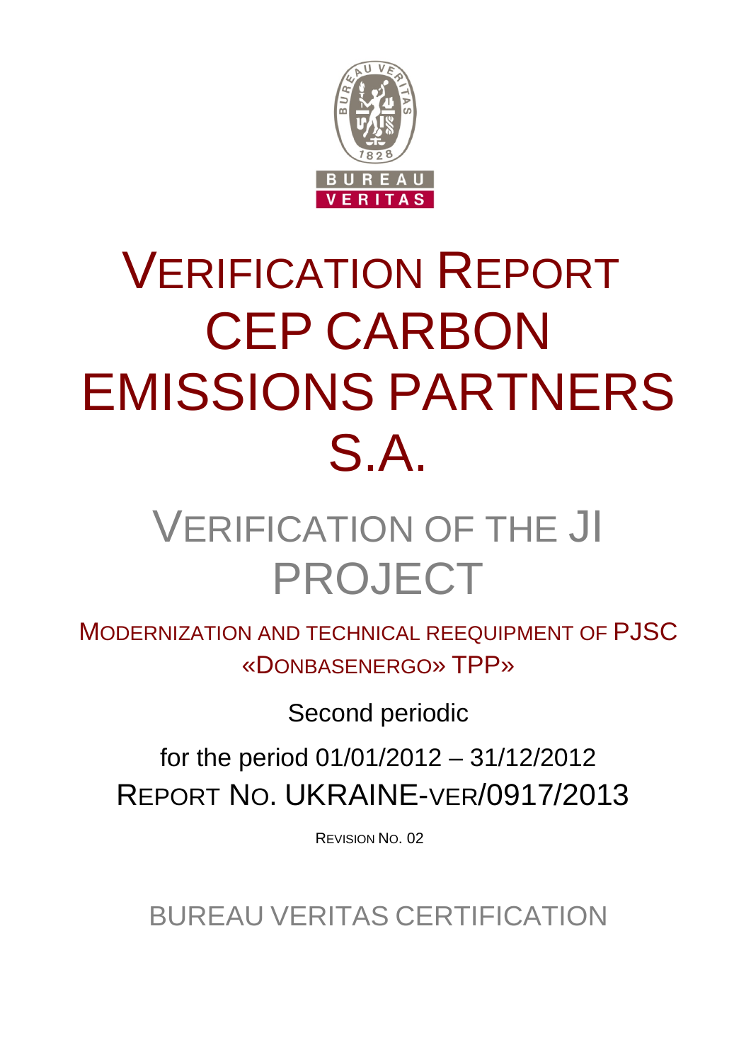# VERIFICATION REPORT CEP CARBON EMISSIONS PARTNERS S.A.

## VERIFICATION OF THE JI PROJECT

MODERNIZATION AND TECHNICAL REEQUIPMENT OF PJSC «DONBASENERGO» TPP»

Second periodic

for the period 01/01/2012 – 31/12/2012

REPORT NO. UKRAINE-VER/0917/2013

REVISION NO. 02

BUREAU VERITAS CERTIFICATION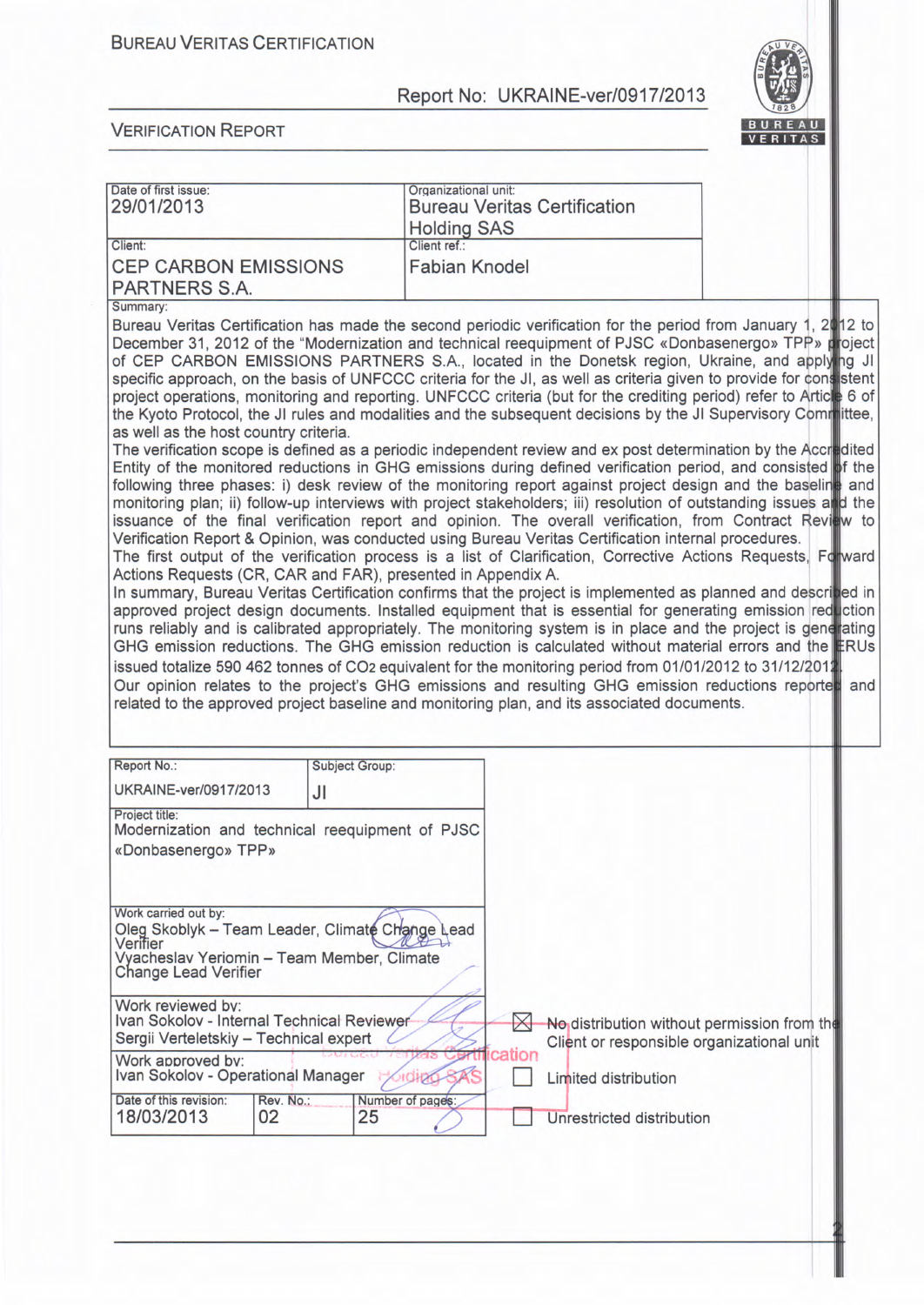BUREAU VERITAS CERTIFICATION

Report No: UKRAINE-ver/0917/2013

VERIFICATION REPORT

| Date of first issue: 29/01/2013 | Organizational unit: Bureau Veritas Certification Holding SAS |
|---|---|
| Client: CEP CARBON EMISSIONS PARTNERS S.A. | Client ref.: Fabian Knodel |

Summary:

Bureau Veritas Certification has made the second periodic verification for the period from January 1, 2012 to December 31, 2012 of the "Modernization and technical reequipment of PJSC «Donbasenergo» TPP» project of CEP CARBON EMISSIONS PARTNERS S.A., located in the Donetsk region, Ukraine, and applying JI specific approach, on the basis of UNFCCC criteria for the JI, as well as criteria given to provide for consistent project operations, monitoring and reporting. UNFCCC criteria (but for the crediting period) refer to Article 6 of the Kyoto Protocol, the JI rules and modalities and the subsequent decisions by the JI Supervisory Committee, as well as the host country criteria.

The verification scope is defined as a periodic independent review and ex post determination by the Accredited Entity of the monitored reductions in GHG emissions during defined verification period, and consisted of the following three phases: i) desk review of the monitoring report against project design and the baseline and monitoring plan; ii) follow-up interviews with project stakeholders; iii) resolution of outstanding issues and the issuance of the final verification report and opinion. The overall verification, from Contract Review to Verification Report & Opinion, was conducted using Bureau Veritas Certification internal procedures.

The first output of the verification process is a list of Clarification, Corrective Actions Requests, Forward Actions Requests (CR, CAR and FAR), presented in Appendix A.

In summary, Bureau Veritas Certification confirms that the project is implemented as planned and described in approved project design documents. Installed equipment that is essential for generating emission reduction runs reliably and is calibrated appropriately. The monitoring system is in place and the project is generating GHG emission reductions. The GHG emission reduction is calculated without material errors and the ERUs issued totalize 590 462 tonnes of $CO_2$ equivalent for the monitoring period from 01/01/2012 to 31/12/2012.

Our opinion relates to the project's GHG emissions and resulting GHG emission reductions reported and related to the approved project baseline and monitoring plan, and its associated documents.

| Report No.: UKRAINE-ver/0917/2013 | | Subject Group: JI |
|---|---|---|
| Project title: Modernization and technical reequipment of PJSC «Donbasenergo» TPP» | | |
| Work carried out by: Oleg Skoblyk – Team Leader, Climate Change Lead Verifier; Vyacheslav Yeriomin – Team Member, Climate Change Lead Verifier | | |
| Work reviewed by: Ivan Sokolov - Internal Technical Reviewer; Sergii Verteletskiy – Technical expert | | |
| Work approved by: Ivan Sokolov - Operational Manager | | |
| Date of this revision: 18/03/2013 | Rev. No.: 02 | Number of pages: 25 |

☒ No distribution without permission from the Client or responsible organizational unit

☐ Limited distribution

☐ Unrestricted distribution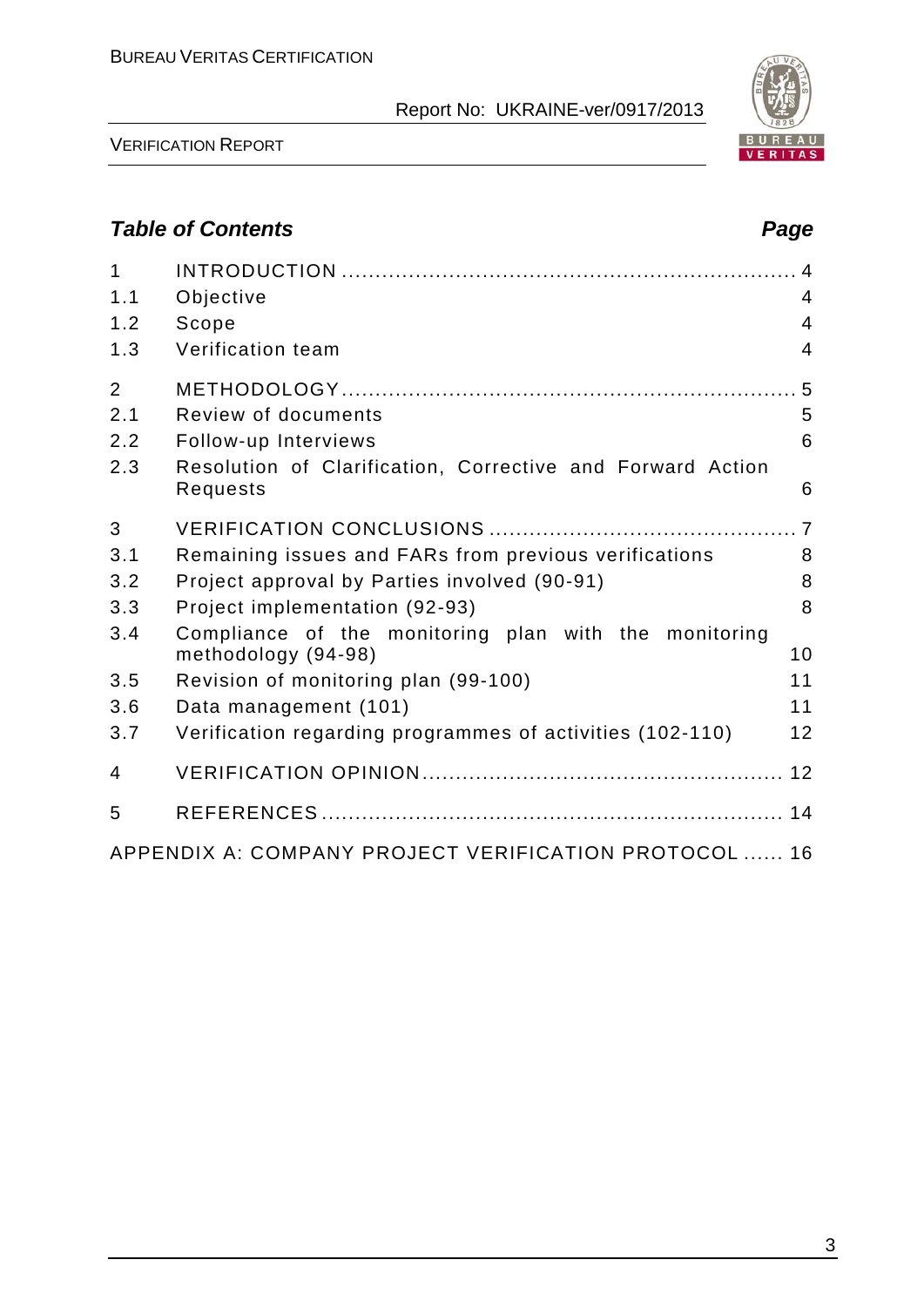***Table of Contents*** ***Page***

| | | |
|---|---|---|
| 1 | INTRODUCTION | 4 |
| 1.1 | Objective | 4 |
| 1.2 | Scope | 4 |
| 1.3 | Verification team | 4 |
| 2 | METHODOLOGY | 5 |
| 2.1 | Review of documents | 5 |
| 2.2 | Follow-up Interviews | 6 |
| 2.3 | Resolution of Clarification, Corrective and Forward Action Requests | 6 |
| 3 | VERIFICATION CONCLUSIONS | 7 |
| 3.1 | Remaining issues and FARs from previous verifications | 8 |
| 3.2 | Project approval by Parties involved (90-91) | 8 |
| 3.3 | Project implementation (92-93) | 8 |
| 3.4 | Compliance of the monitoring plan with the monitoring methodology (94-98) | 10 |
| 3.5 | Revision of monitoring plan (99-100) | 11 |
| 3.6 | Data management (101) | 11 |
| 3.7 | Verification regarding programmes of activities (102-110) | 12 |
| 4 | VERIFICATION OPINION | 12 |
| 5 | REFERENCES | 14 |
| | APPENDIX A: COMPANY PROJECT VERIFICATION PROTOCOL | 16 |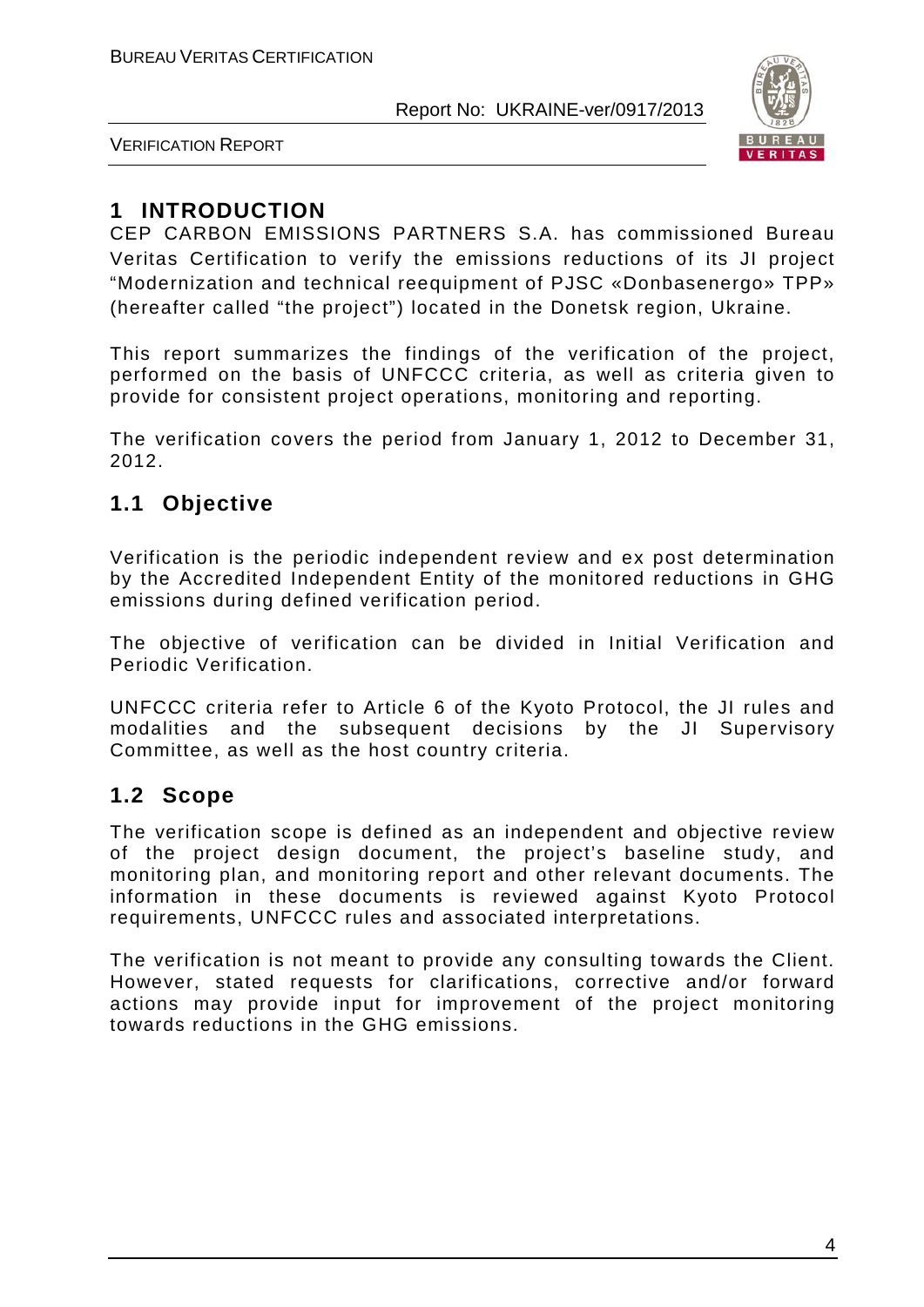# 1 INTRODUCTION

CEP CARBON EMISSIONS PARTNERS S.A. has commissioned Bureau Veritas Certification to verify the emissions reductions of its JI project "Modernization and technical reequipment of PJSC «Donbasenergo» TPP» (hereafter called "the project") located in the Donetsk region, Ukraine.

This report summarizes the findings of the verification of the project, performed on the basis of UNFCCC criteria, as well as criteria given to provide for consistent project operations, monitoring and reporting.

The verification covers the period from January 1, 2012 to December 31, 2012.

## 1.1 Objective

Verification is the periodic independent review and ex post determination by the Accredited Independent Entity of the monitored reductions in GHG emissions during defined verification period.

The objective of verification can be divided in Initial Verification and Periodic Verification.

UNFCCC criteria refer to Article 6 of the Kyoto Protocol, the JI rules and modalities and the subsequent decisions by the JI Supervisory Committee, as well as the host country criteria.

## 1.2 Scope

The verification scope is defined as an independent and objective review of the project design document, the project's baseline study, and monitoring plan, and monitoring report and other relevant documents. The information in these documents is reviewed against Kyoto Protocol requirements, UNFCCC rules and associated interpretations.

The verification is not meant to provide any consulting towards the Client. However, stated requests for clarifications, corrective and/or forward actions may provide input for improvement of the project monitoring towards reductions in the GHG emissions.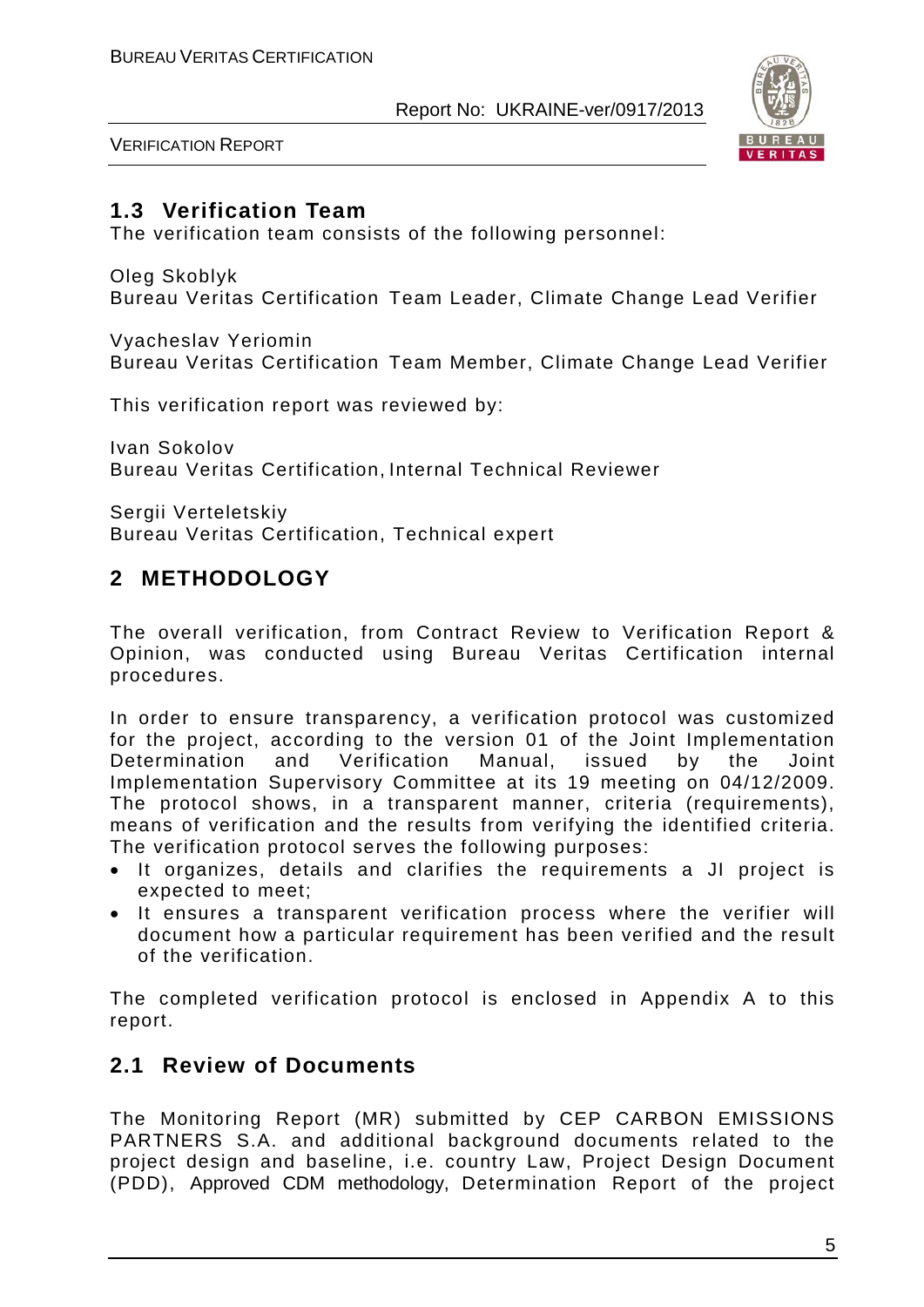## 1.3 Verification Team

The verification team consists of the following personnel:

Oleg Skoblyk
Bureau Veritas Certification Team Leader, Climate Change Lead Verifier

Vyacheslav Yeriomin
Bureau Veritas Certification Team Member, Climate Change Lead Verifier

This verification report was reviewed by:

Ivan Sokolov
Bureau Veritas Certification, Internal Technical Reviewer

Sergii Verteletskiy
Bureau Veritas Certification, Technical expert

# 2 METHODOLOGY

The overall verification, from Contract Review to Verification Report & Opinion, was conducted using Bureau Veritas Certification internal procedures.

In order to ensure transparency, a verification protocol was customized for the project, according to the version 01 of the Joint Implementation Determination and Verification Manual, issued by the Joint Implementation Supervisory Committee at its 19 meeting on 04/12/2009. The protocol shows, in a transparent manner, criteria (requirements), means of verification and the results from verifying the identified criteria. The verification protocol serves the following purposes:

- It organizes, details and clarifies the requirements a JI project is expected to meet;
- It ensures a transparent verification process where the verifier will document how a particular requirement has been verified and the result of the verification.

The completed verification protocol is enclosed in Appendix A to this report.

## 2.1 Review of Documents

The Monitoring Report (MR) submitted by CEP CARBON EMISSIONS PARTNERS S.A. and additional background documents related to the project design and baseline, i.e. country Law, Project Design Document (PDD), Approved CDM methodology, Determination Report of the project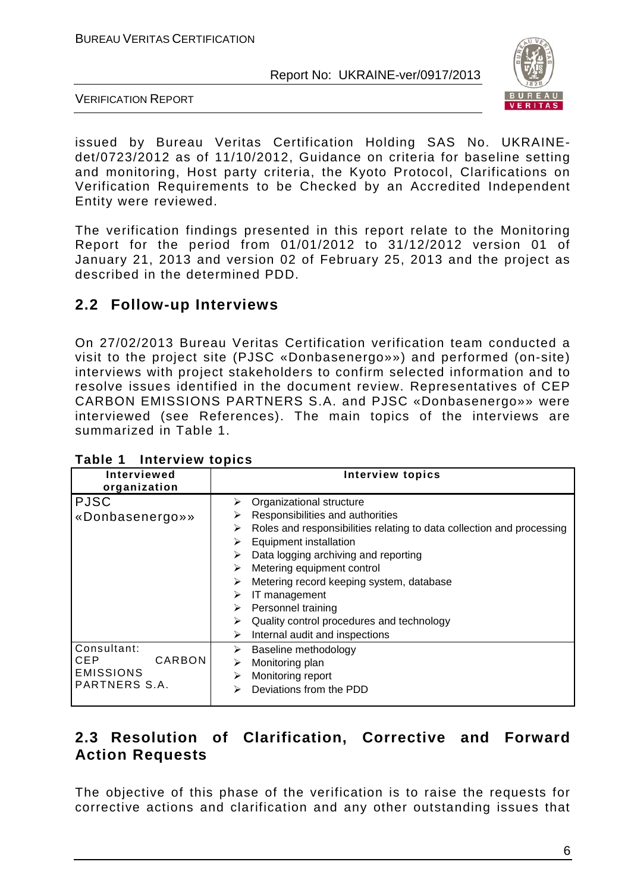issued by Bureau Veritas Certification Holding SAS No. UKRAINE-det/0723/2012 as of 11/10/2012, Guidance on criteria for baseline setting and monitoring, Host party criteria, the Kyoto Protocol, Clarifications on Verification Requirements to be Checked by an Accredited Independent Entity were reviewed.

The verification findings presented in this report relate to the Monitoring Report for the period from 01/01/2012 to 31/12/2012 version 01 of January 21, 2013 and version 02 of February 25, 2013 and the project as described in the determined PDD.

## 2.2 Follow-up Interviews

On 27/02/2013 Bureau Veritas Certification verification team conducted a visit to the project site (PJSC «Donbasenergo»») and performed (on-site) interviews with project stakeholders to confirm selected information and to resolve issues identified in the document review. Representatives of CEP CARBON EMISSIONS PARTNERS S.A. and PJSC «Donbasenergo»» were interviewed (see References). The main topics of the interviews are summarized in Table 1.

**Table 1 Interview topics**

| Interviewed organization | Interview topics |
|---|---|
| PJSC «Donbasenergo»» | ➢ Organizational structure<br>➢ Responsibilities and authorities<br>➢ Roles and responsibilities relating to data collection and processing<br>➢ Equipment installation<br>➢ Data logging archiving and reporting<br>➢ Metering equipment control<br>➢ Metering record keeping system, database<br>➢ IT management<br>➢ Personnel training<br>➢ Quality control procedures and technology<br>➢ Internal audit and inspections |
| Consultant: CEP CARBON EMISSIONS PARTNERS S.A. | ➢ Baseline methodology<br>➢ Monitoring plan<br>➢ Monitoring report<br>➢ Deviations from the PDD |

## 2.3 Resolution of Clarification, Corrective and Forward Action Requests

The objective of this phase of the verification is to raise the requests for corrective actions and clarification and any other outstanding issues that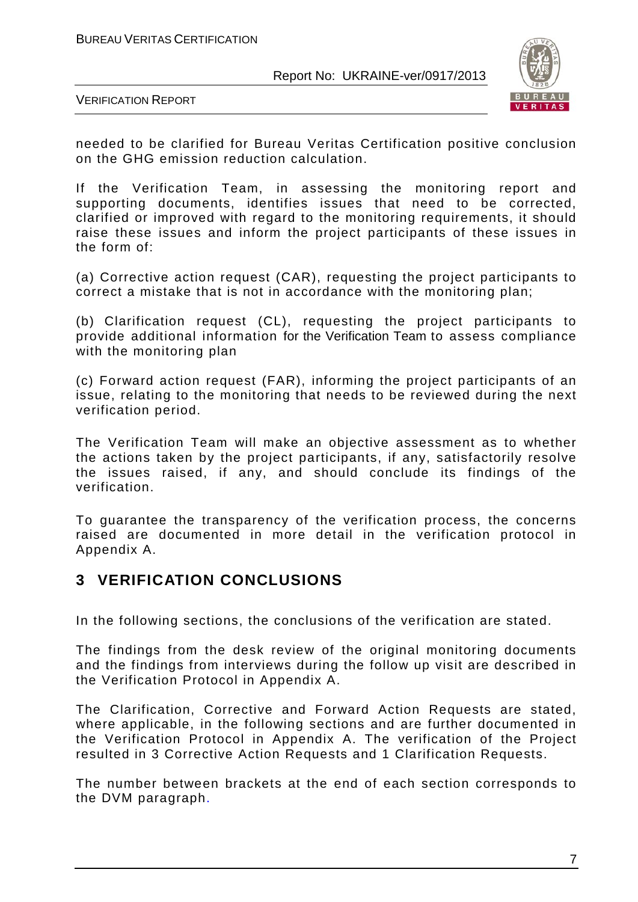needed to be clarified for Bureau Veritas Certification positive conclusion on the GHG emission reduction calculation.

If the Verification Team, in assessing the monitoring report and supporting documents, identifies issues that need to be corrected, clarified or improved with regard to the monitoring requirements, it should raise these issues and inform the project participants of these issues in the form of:

(a) Corrective action request (CAR), requesting the project participants to correct a mistake that is not in accordance with the monitoring plan;

(b) Clarification request (CL), requesting the project participants to provide additional information for the Verification Team to assess compliance with the monitoring plan

(c) Forward action request (FAR), informing the project participants of an issue, relating to the monitoring that needs to be reviewed during the next verification period.

The Verification Team will make an objective assessment as to whether the actions taken by the project participants, if any, satisfactorily resolve the issues raised, if any, and should conclude its findings of the verification.

To guarantee the transparency of the verification process, the concerns raised are documented in more detail in the verification protocol in Appendix A.

# 3 VERIFICATION CONCLUSIONS

In the following sections, the conclusions of the verification are stated.

The findings from the desk review of the original monitoring documents and the findings from interviews during the follow up visit are described in the Verification Protocol in Appendix A.

The Clarification, Corrective and Forward Action Requests are stated, where applicable, in the following sections and are further documented in the Verification Protocol in Appendix A. The verification of the Project resulted in 3 Corrective Action Requests and 1 Clarification Requests.

The number between brackets at the end of each section corresponds to the DVM paragraph.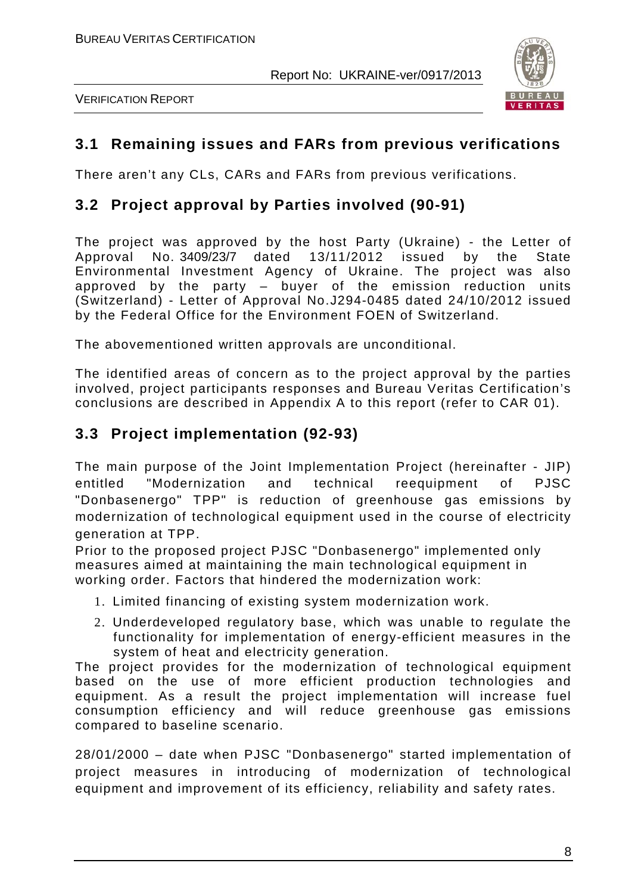## 3.1 Remaining issues and FARs from previous verifications

There aren't any CLs, CARs and FARs from previous verifications.

## 3.2 Project approval by Parties involved (90-91)

The project was approved by the host Party (Ukraine) - the Letter of Approval No. 3409/23/7 dated 13/11/2012 issued by the State Environmental Investment Agency of Ukraine. The project was also approved by the party – buyer of the emission reduction units (Switzerland) - Letter of Approval No.J294-0485 dated 24/10/2012 issued by the Federal Office for the Environment FOEN of Switzerland.

The abovementioned written approvals are unconditional.

The identified areas of concern as to the project approval by the parties involved, project participants responses and Bureau Veritas Certification's conclusions are described in Appendix A to this report (refer to CAR 01).

## 3.3 Project implementation (92-93)

The main purpose of the Joint Implementation Project (hereinafter - JIP) entitled "Modernization and technical reequipment of PJSC "Donbasenergo" TPP" is reduction of greenhouse gas emissions by modernization of technological equipment used in the course of electricity generation at TPP.

Prior to the proposed project PJSC "Donbasenergo" implemented only measures aimed at maintaining the main technological equipment in working order. Factors that hindered the modernization work:

1. Limited financing of existing system modernization work.
2. Underdeveloped regulatory base, which was unable to regulate the functionality for implementation of energy-efficient measures in the system of heat and electricity generation.

The project provides for the modernization of technological equipment based on the use of more efficient production technologies and equipment. As a result the project implementation will increase fuel consumption efficiency and will reduce greenhouse gas emissions compared to baseline scenario.

28/01/2000 – date when PJSC "Donbasenergo" started implementation of project measures in introducing of modernization of technological equipment and improvement of its efficiency, reliability and safety rates.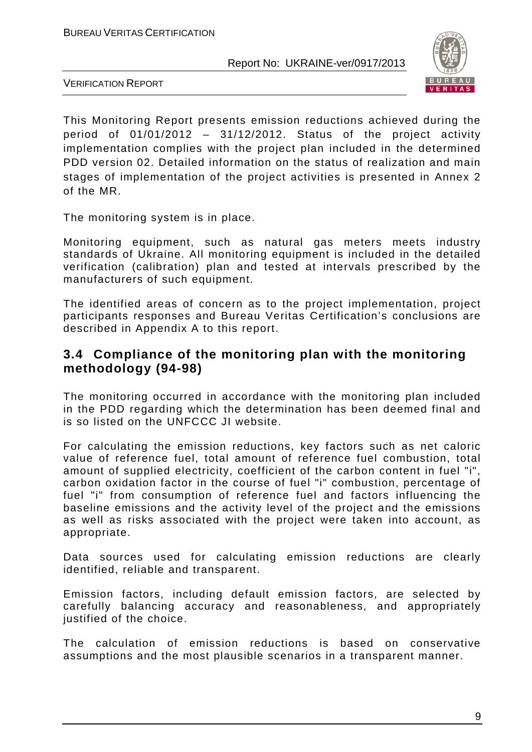This Monitoring Report presents emission reductions achieved during the period of 01/01/2012 – 31/12/2012. Status of the project activity implementation complies with the project plan included in the determined PDD version 02. Detailed information on the status of realization and main stages of implementation of the project activities is presented in Annex 2 of the MR.

The monitoring system is in place.

Monitoring equipment, such as natural gas meters meets industry standards of Ukraine. All monitoring equipment is included in the detailed verification (calibration) plan and tested at intervals prescribed by the manufacturers of such equipment.

The identified areas of concern as to the project implementation, project participants responses and Bureau Veritas Certification's conclusions are described in Appendix A to this report.

## 3.4 Compliance of the monitoring plan with the monitoring methodology (94-98)

The monitoring occurred in accordance with the monitoring plan included in the PDD regarding which the determination has been deemed final and is so listed on the UNFCCC JI website.

For calculating the emission reductions, key factors such as net caloric value of reference fuel, total amount of reference fuel combustion, total amount of supplied electricity, coefficient of the carbon content in fuel "i", carbon oxidation factor in the course of fuel "i" combustion, percentage of fuel "i" from consumption of reference fuel and factors influencing the baseline emissions and the activity level of the project and the emissions as well as risks associated with the project were taken into account, as appropriate.

Data sources used for calculating emission reductions are clearly identified, reliable and transparent.

Emission factors, including default emission factors, are selected by carefully balancing accuracy and reasonableness, and appropriately justified of the choice.

The calculation of emission reductions is based on conservative assumptions and the most plausible scenarios in a transparent manner.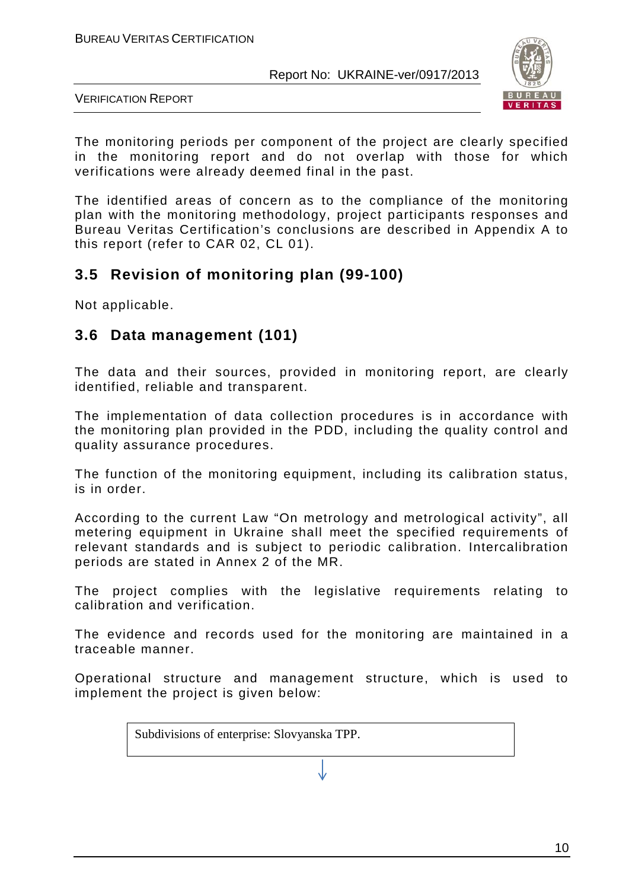The monitoring periods per component of the project are clearly specified in the monitoring report and do not overlap with those for which verifications were already deemed final in the past.

The identified areas of concern as to the compliance of the monitoring plan with the monitoring methodology, project participants responses and Bureau Veritas Certification's conclusions are described in Appendix A to this report (refer to CAR 02, CL 01).

## 3.5 Revision of monitoring plan (99-100)

Not applicable.

## 3.6 Data management (101)

The data and their sources, provided in monitoring report, are clearly identified, reliable and transparent.

The implementation of data collection procedures is in accordance with the monitoring plan provided in the PDD, including the quality control and quality assurance procedures.

The function of the monitoring equipment, including its calibration status, is in order.

According to the current Law "On metrology and metrological activity", all metering equipment in Ukraine shall meet the specified requirements of relevant standards and is subject to periodic calibration. Intercalibration periods are stated in Annex 2 of the MR.

The project complies with the legislative requirements relating to calibration and verification.

The evidence and records used for the monitoring are maintained in a traceable manner.

Operational structure and management structure, which is used to implement the project is given below:

| Subdivisions of enterprise: Slovyanska TPP. |
| --- |

↓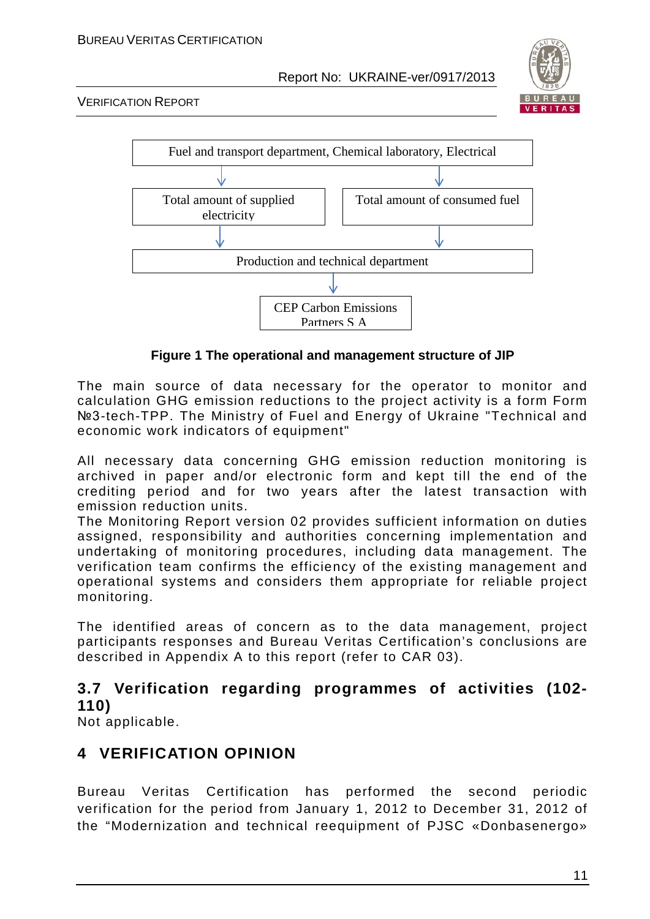Fuel and transport department, Chemical laboratory, Electrical

↓ ↓

Total amount of supplied electricity | Total amount of consumed fuel

↓ ↓

Production and technical department

↓

CEP Carbon Emissions Partners S.A

**Figure 1 The operational and management structure of JIP**

The main source of data necessary for the operator to monitor and calculation GHG emission reductions to the project activity is a form Form №3-tech-TPP. The Ministry of Fuel and Energy of Ukraine "Technical and economic work indicators of equipment"

All necessary data concerning GHG emission reduction monitoring is archived in paper and/or electronic form and kept till the end of the crediting period and for two years after the latest transaction with emission reduction units.
The Monitoring Report version 02 provides sufficient information on duties assigned, responsibility and authorities concerning implementation and undertaking of monitoring procedures, including data management. The verification team confirms the efficiency of the existing management and operational systems and considers them appropriate for reliable project monitoring.

The identified areas of concern as to the data management, project participants responses and Bureau Veritas Certification's conclusions are described in Appendix A to this report (refer to CAR 03).

### 3.7 Verification regarding programmes of activities (102-110)

Not applicable.

## 4 VERIFICATION OPINION

Bureau Veritas Certification has performed the second periodic verification for the period from January 1, 2012 to December 31, 2012 of the "Modernization and technical reequipment of PJSC «Donbasenergo»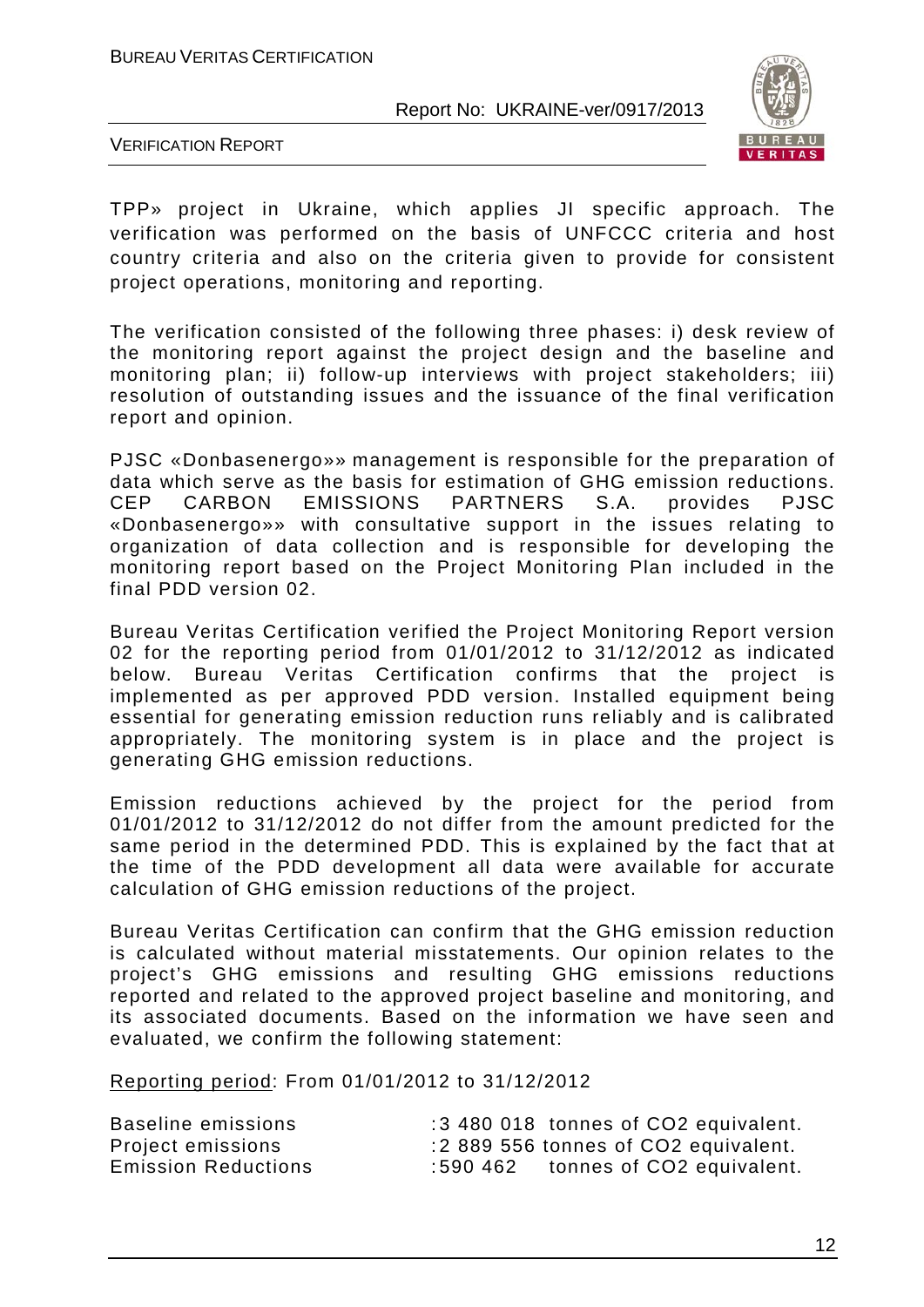TPP» project in Ukraine, which applies JI specific approach. The verification was performed on the basis of UNFCCC criteria and host country criteria and also on the criteria given to provide for consistent project operations, monitoring and reporting.

The verification consisted of the following three phases: i) desk review of the monitoring report against the project design and the baseline and monitoring plan; ii) follow-up interviews with project stakeholders; iii) resolution of outstanding issues and the issuance of the final verification report and opinion.

PJSC «Donbasenergo»» management is responsible for the preparation of data which serve as the basis for estimation of GHG emission reductions. CEP CARBON EMISSIONS PARTNERS S.A. provides PJSC «Donbasenergo»» with consultative support in the issues relating to organization of data collection and is responsible for developing the monitoring report based on the Project Monitoring Plan included in the final PDD version 02.

Bureau Veritas Certification verified the Project Monitoring Report version 02 for the reporting period from 01/01/2012 to 31/12/2012 as indicated below. Bureau Veritas Certification confirms that the project is implemented as per approved PDD version. Installed equipment being essential for generating emission reduction runs reliably and is calibrated appropriately. The monitoring system is in place and the project is generating GHG emission reductions.

Emission reductions achieved by the project for the period from 01/01/2012 to 31/12/2012 do not differ from the amount predicted for the same period in the determined PDD. This is explained by the fact that at the time of the PDD development all data were available for accurate calculation of GHG emission reductions of the project.

Bureau Veritas Certification can confirm that the GHG emission reduction is calculated without material misstatements. Our opinion relates to the project's GHG emissions and resulting GHG emissions reductions reported and related to the approved project baseline and monitoring, and its associated documents. Based on the information we have seen and evaluated, we confirm the following statement:

Reporting period: From 01/01/2012 to 31/12/2012

| | |
|---|---|
| Baseline emissions | :3 480 018 tonnes of CO2 equivalent. |
| Project emissions | :2 889 556 tonnes of CO2 equivalent. |
| Emission Reductions | :590 462 tonnes of CO2 equivalent. |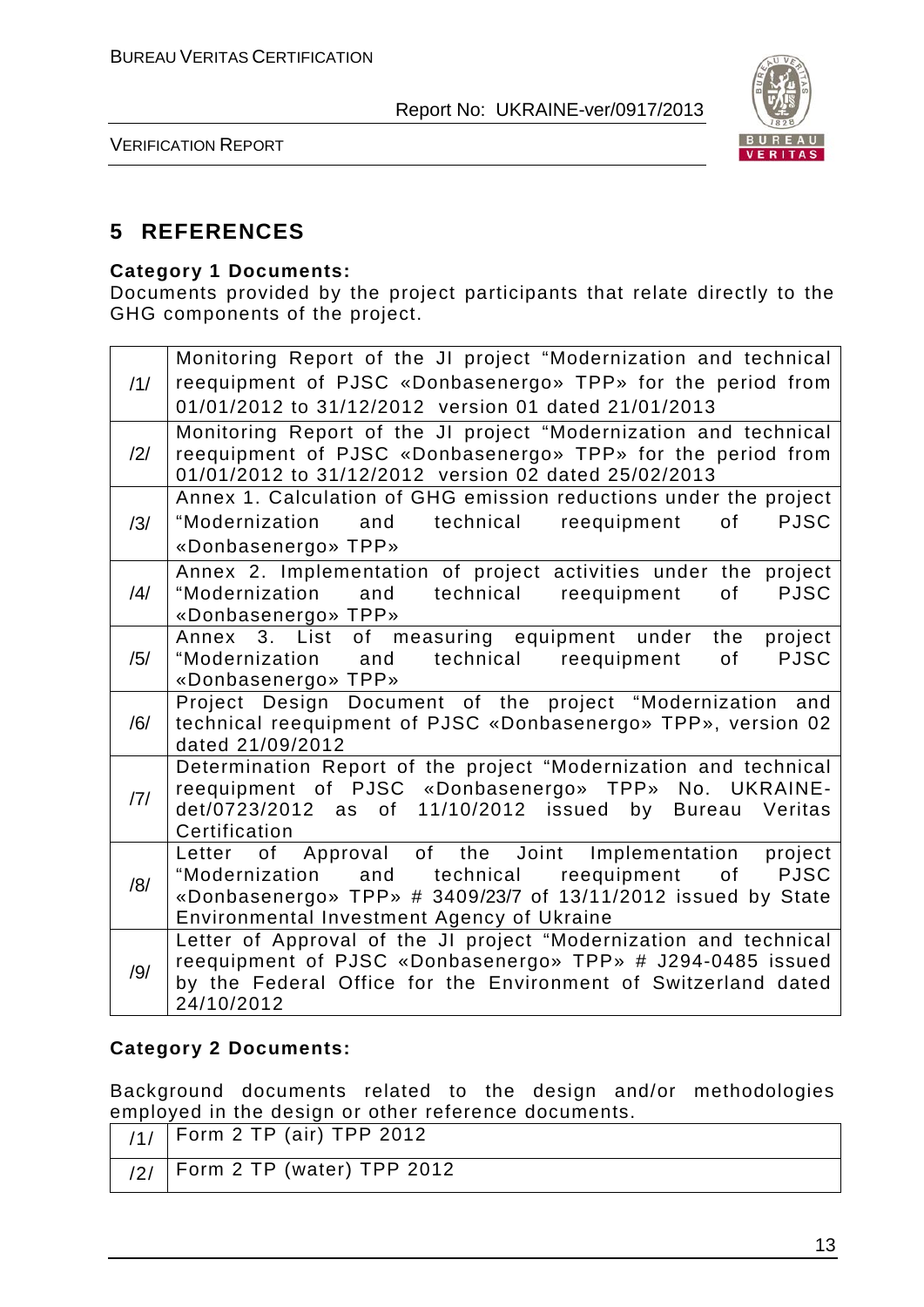## 5 REFERENCES

**Category 1 Documents:**
Documents provided by the project participants that relate directly to the GHG components of the project.

| | |
|---|---|
| /1/ | Monitoring Report of the JI project "Modernization and technical reequipment of PJSC «Donbasenergo» TPP» for the period from 01/01/2012 to 31/12/2012 version 01 dated 21/01/2013 |
| /2/ | Monitoring Report of the JI project "Modernization and technical reequipment of PJSC «Donbasenergo» TPP» for the period from 01/01/2012 to 31/12/2012 version 02 dated 25/02/2013 |
| /3/ | Annex 1. Calculation of GHG emission reductions under the project "Modernization and technical reequipment of PJSC «Donbasenergo» TPP» |
| /4/ | Annex 2. Implementation of project activities under the project "Modernization and technical reequipment of PJSC «Donbasenergo» TPP» |
| /5/ | Annex 3. List of measuring equipment under the project "Modernization and technical reequipment of PJSC «Donbasenergo» TPP» |
| /6/ | Project Design Document of the project "Modernization and technical reequipment of PJSC «Donbasenergo» TPP», version 02 dated 21/09/2012 |
| /7/ | Determination Report of the project "Modernization and technical reequipment of PJSC «Donbasenergo» TPP» No. UKRAINE-det/0723/2012 as of 11/10/2012 issued by Bureau Veritas Certification |
| /8/ | Letter of Approval of the Joint Implementation project "Modernization and technical reequipment of PJSC «Donbasenergo» TPP» # 3409/23/7 of 13/11/2012 issued by State Environmental Investment Agency of Ukraine |
| /9/ | Letter of Approval of the JI project "Modernization and technical reequipment of PJSC «Donbasenergo» TPP» # J294-0485 issued by the Federal Office for the Environment of Switzerland dated 24/10/2012 |

**Category 2 Documents:**

Background documents related to the design and/or methodologies employed in the design or other reference documents.

| | |
|---|---|
| /1/ | Form 2 TP (air) TPP 2012 |
| /2/ | Form 2 TP (water) TPP 2012 |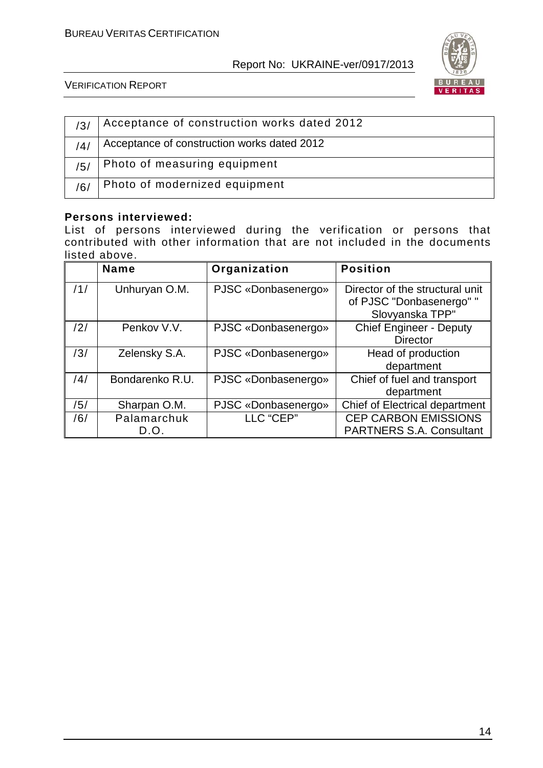| | |
|---|---|
| /3/ | Acceptance of construction works dated 2012 |
| /4/ | Acceptance of construction works dated 2012 |
| /5/ | Photo of measuring equipment |
| /6/ | Photo of modernized equipment |

**Persons interviewed:**

List of persons interviewed during the verification or persons that contributed with other information that are not included in the documents listed above.

| | Name | Organization | Position |
|---|---|---|---|
| /1/ | Unhuryan O.M. | PJSC «Donbasenergo» | Director of the structural unit of PJSC "Donbasenergo" " Slovyanska TPP" |
| /2/ | Penkov V.V. | PJSC «Donbasenergo» | Chief Engineer - Deputy Director |
| /3/ | Zelensky S.A. | PJSC «Donbasenergo» | Head of production department |
| /4/ | Bondarenko R.U. | PJSC «Donbasenergo» | Chief of fuel and transport department |
| /5/ | Sharpan O.M. | PJSC «Donbasenergo» | Chief of Electrical department |
| /6/ | Palamarchuk D.O. | LLC "CEP" | CEP CARBON EMISSIONS PARTNERS S.A. Consultant |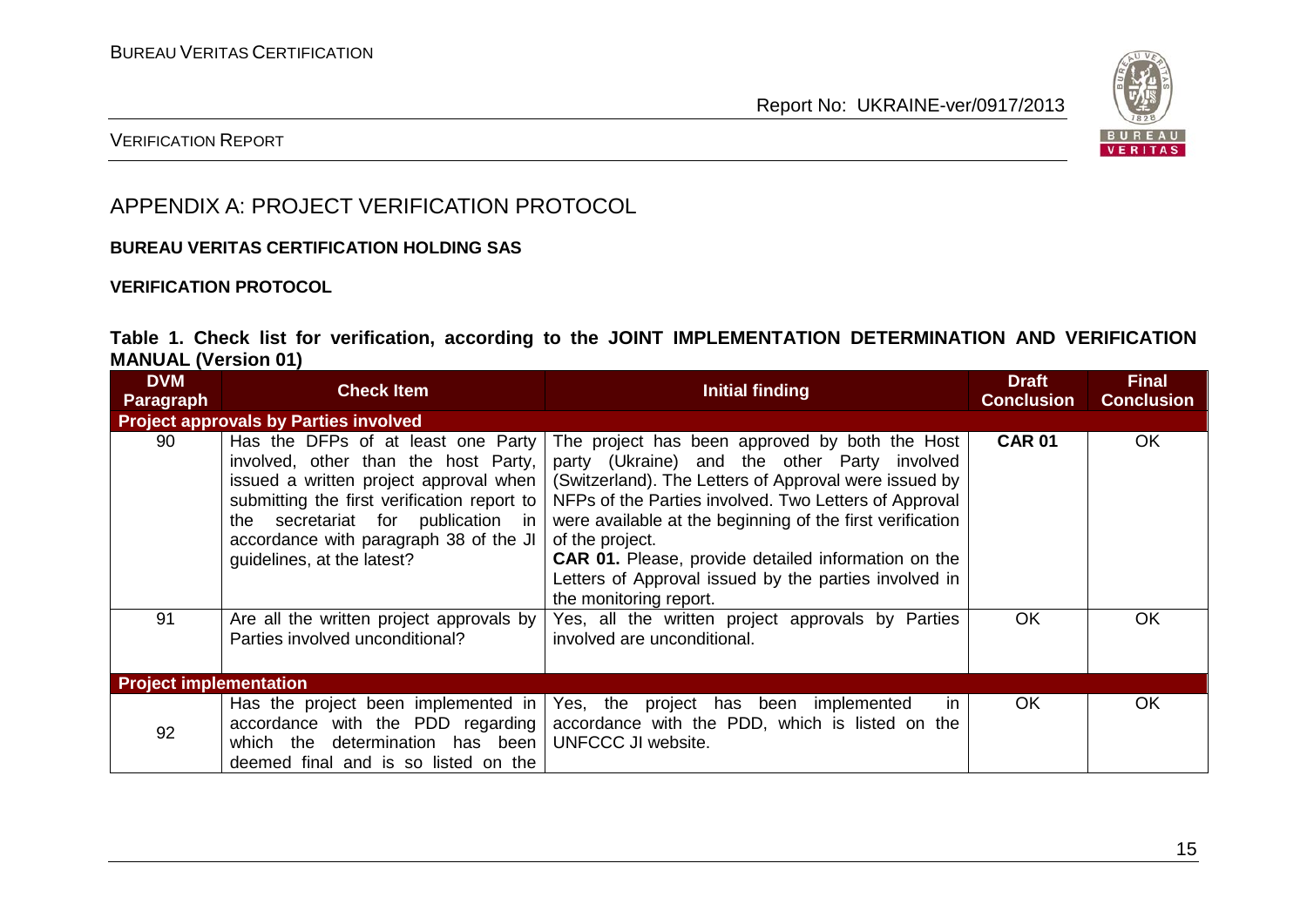# APPENDIX A: PROJECT VERIFICATION PROTOCOL

**BUREAU VERITAS CERTIFICATION HOLDING SAS**

**VERIFICATION PROTOCOL**

**Table 1. Check list for verification, according to the JOINT IMPLEMENTATION DETERMINATION AND VERIFICATION MANUAL (Version 01)**

| DVM Paragraph | Check Item | Initial finding | Draft Conclusion | Final Conclusion |
|---|---|---|---|---|
| **Project approvals by Parties involved** | | | | |
| 90 | Has the DFPs of at least one Party involved, other than the host Party, issued a written project approval when submitting the first verification report to the secretariat for publication in accordance with paragraph 38 of the JI guidelines, at the latest? | The project has been approved by both the Host party (Ukraine) and the other Party involved (Switzerland). The Letters of Approval were issued by NFPs of the Parties involved. Two Letters of Approval were available at the beginning of the first verification of the project.<br>**CAR 01.** Please, provide detailed information on the Letters of Approval issued by the parties involved in the monitoring report. | **CAR 01** | OK |
| 91 | Are all the written project approvals by Parties involved unconditional? | Yes, all the written project approvals by Parties involved are unconditional. | OK | OK |
| **Project implementation** | | | | |
| 92 | Has the project been implemented in accordance with the PDD regarding which the determination has been deemed final and is so listed on the | Yes, the project has been implemented in accordance with the PDD, which is listed on the UNFCCC JI website. | OK | OK |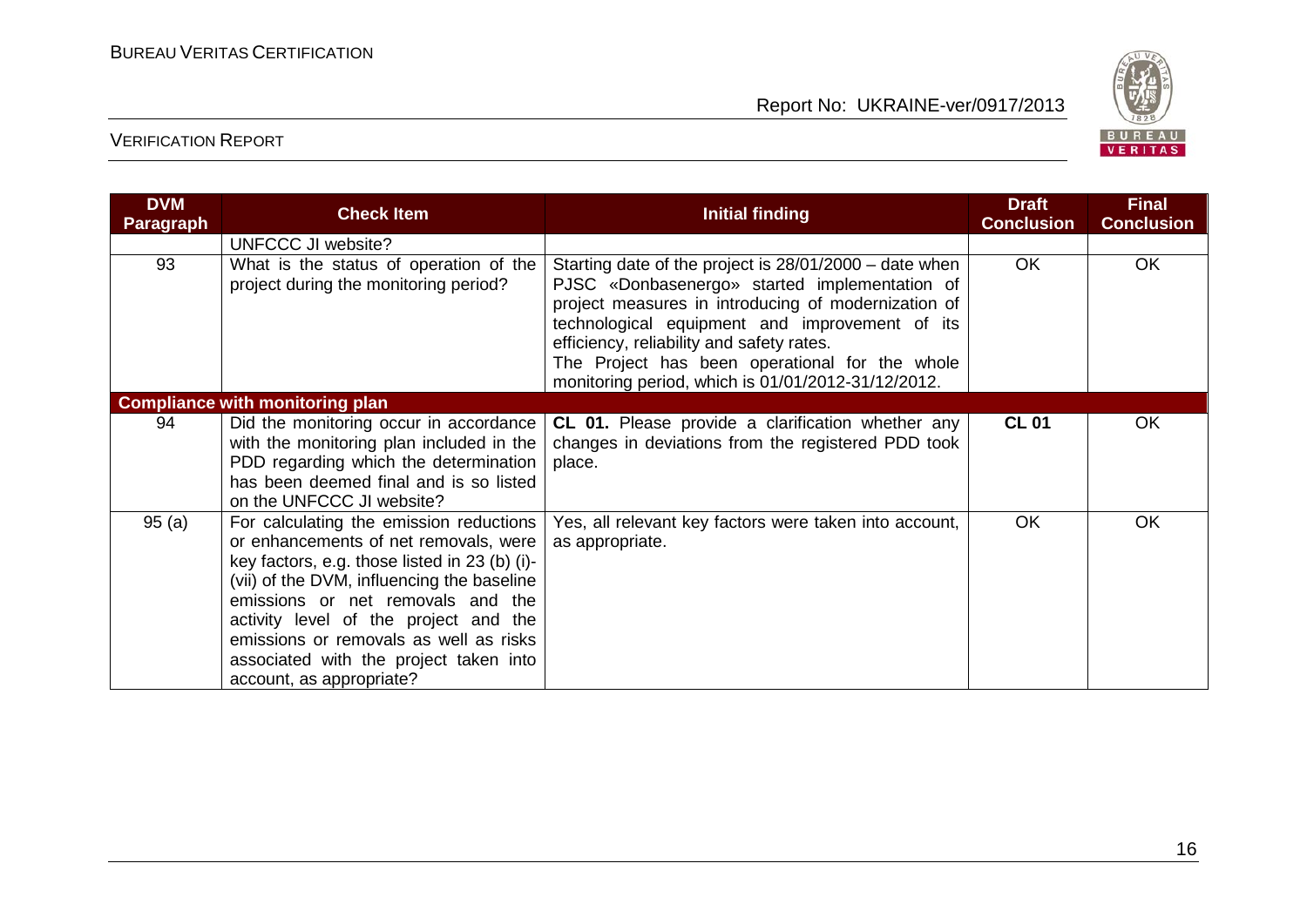| DVM Paragraph | Check Item | Initial finding | Draft Conclusion | Final Conclusion |
|---|---|---|---|---|
| | UNFCCC JI website? | | | |
| 93 | What is the status of operation of the project during the monitoring period? | Starting date of the project is 28/01/2000 – date when PJSC «Donbasenergo» started implementation of project measures in introducing of modernization of technological equipment and improvement of its efficiency, reliability and safety rates. The Project has been operational for the whole monitoring period, which is 01/01/2012-31/12/2012. | OK | OK |
| **Compliance with monitoring plan** | | | | |
| 94 | Did the monitoring occur in accordance with the monitoring plan included in the PDD regarding which the determination has been deemed final and is so listed on the UNFCCC JI website? | **CL 01.** Please provide a clarification whether any changes in deviations from the registered PDD took place. | **CL 01** | OK |
| 95 (a) | For calculating the emission reductions or enhancements of net removals, were key factors, e.g. those listed in 23 (b) (i)-(vii) of the DVM, influencing the baseline emissions or net removals and the activity level of the project and the emissions or removals as well as risks associated with the project taken into account, as appropriate? | Yes, all relevant key factors were taken into account, as appropriate. | OK | OK |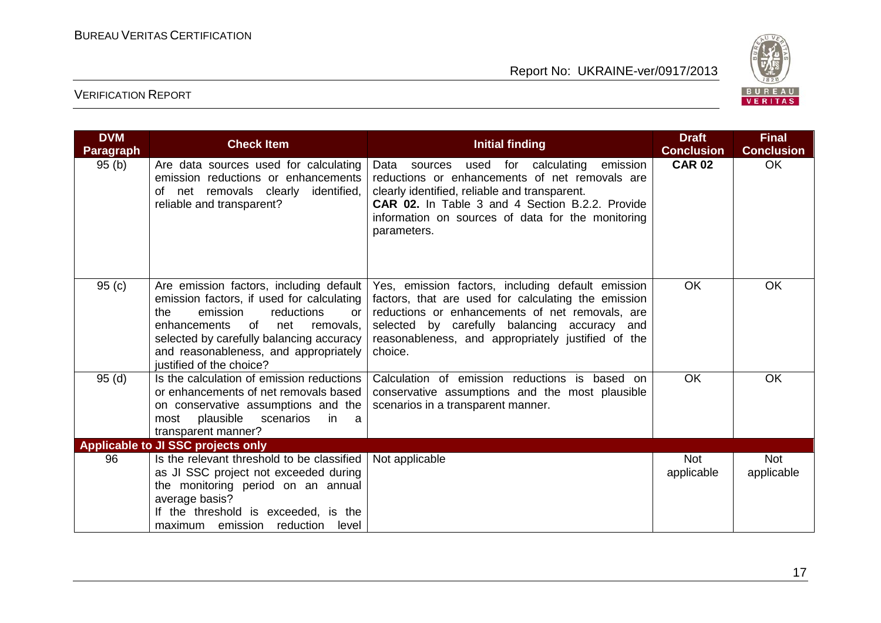| DVM Paragraph | Check Item | Initial finding | Draft Conclusion | Final Conclusion |
|---|---|---|---|---|
| 95 (b) | Are data sources used for calculating emission reductions or enhancements of net removals clearly identified, reliable and transparent? | Data sources used for calculating emission reductions or enhancements of net removals are clearly identified, reliable and transparent.<br>**CAR 02.** In Table 3 and 4 Section B.2.2. Provide information on sources of data for the monitoring parameters. | **CAR 02** | OK |
| 95 (c) | Are emission factors, including default emission factors, if used for calculating the emission reductions or enhancements of net removals, selected by carefully balancing accuracy and reasonableness, and appropriately justified of the choice? | Yes, emission factors, including default emission factors, that are used for calculating the emission reductions or enhancements of net removals, are selected by carefully balancing accuracy and reasonableness, and appropriately justified of the choice. | OK | OK |
| 95 (d) | Is the calculation of emission reductions or enhancements of net removals based on conservative assumptions and the most plausible scenarios in a transparent manner? | Calculation of emission reductions is based on conservative assumptions and the most plausible scenarios in a transparent manner. | OK | OK |
| **Applicable to JI SSC projects only** | | | | |
| 96 | Is the relevant threshold to be classified as JI SSC project not exceeded during the monitoring period on an annual average basis?<br>If the threshold is exceeded, is the maximum emission reduction level | Not applicable | Not applicable | Not applicable |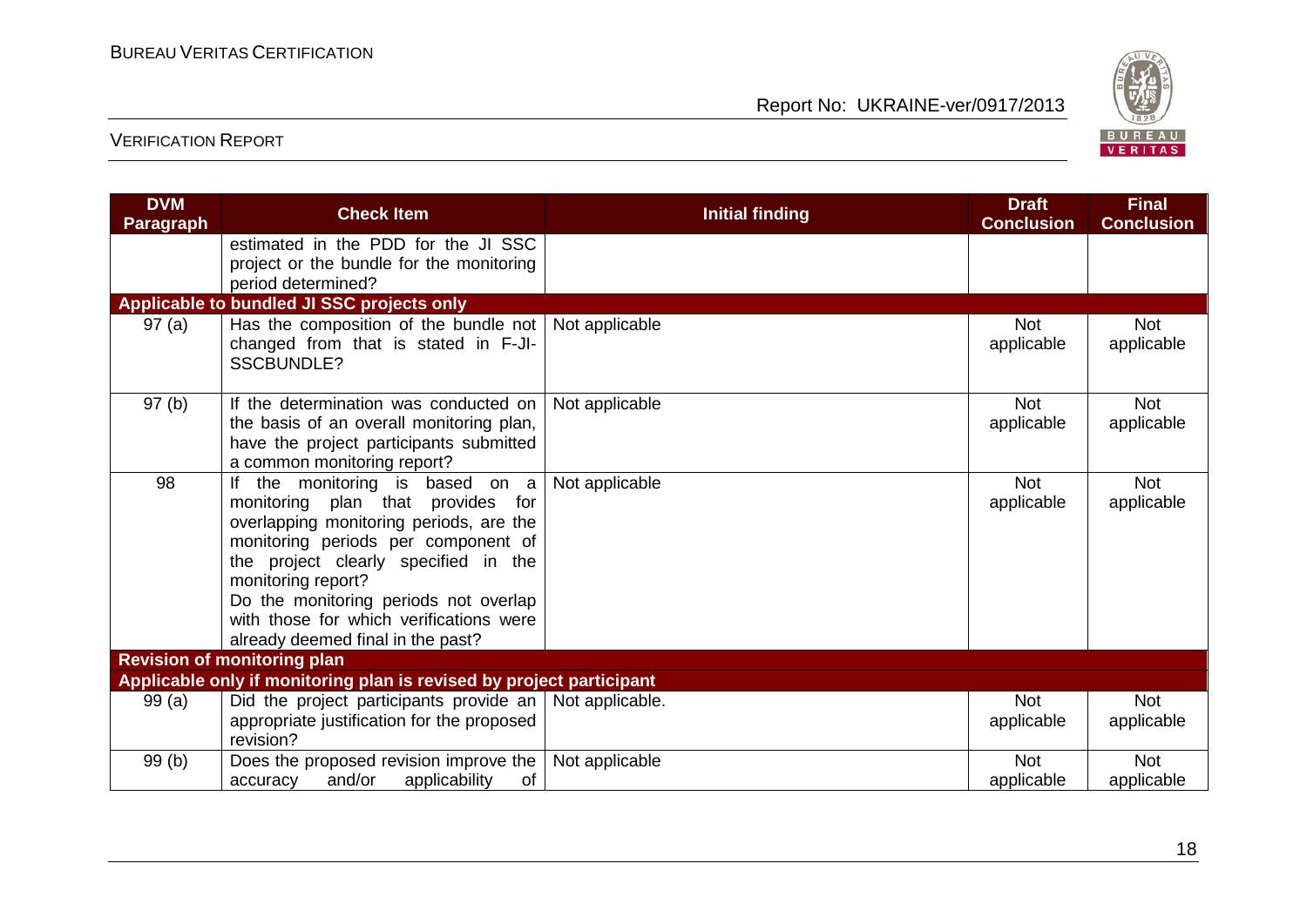| DVM Paragraph | Check Item | Initial finding | Draft Conclusion | Final Conclusion |
|---|---|---|---|---|
| | estimated in the PDD for the JI SSC project or the bundle for the monitoring period determined? | | | |
| **Applicable to bundled JI SSC projects only** | | | | |
| 97 (a) | Has the composition of the bundle not changed from that is stated in F-JI-SSCBUNDLE? | Not applicable | Not applicable | Not applicable |
| 97 (b) | If the determination was conducted on the basis of an overall monitoring plan, have the project participants submitted a common monitoring report? | Not applicable | Not applicable | Not applicable |
| 98 | If the monitoring is based on a monitoring plan that provides for overlapping monitoring periods, are the monitoring periods per component of the project clearly specified in the monitoring report?<br>Do the monitoring periods not overlap with those for which verifications were already deemed final in the past? | Not applicable | Not applicable | Not applicable |
| **Revision of monitoring plan** | | | | |
| **Applicable only if monitoring plan is revised by project participant** | | | | |
| 99 (a) | Did the project participants provide an appropriate justification for the proposed revision? | Not applicable. | Not applicable | Not applicable |
| 99 (b) | Does the proposed revision improve the accuracy and/or applicability of | Not applicable | Not applicable | Not applicable |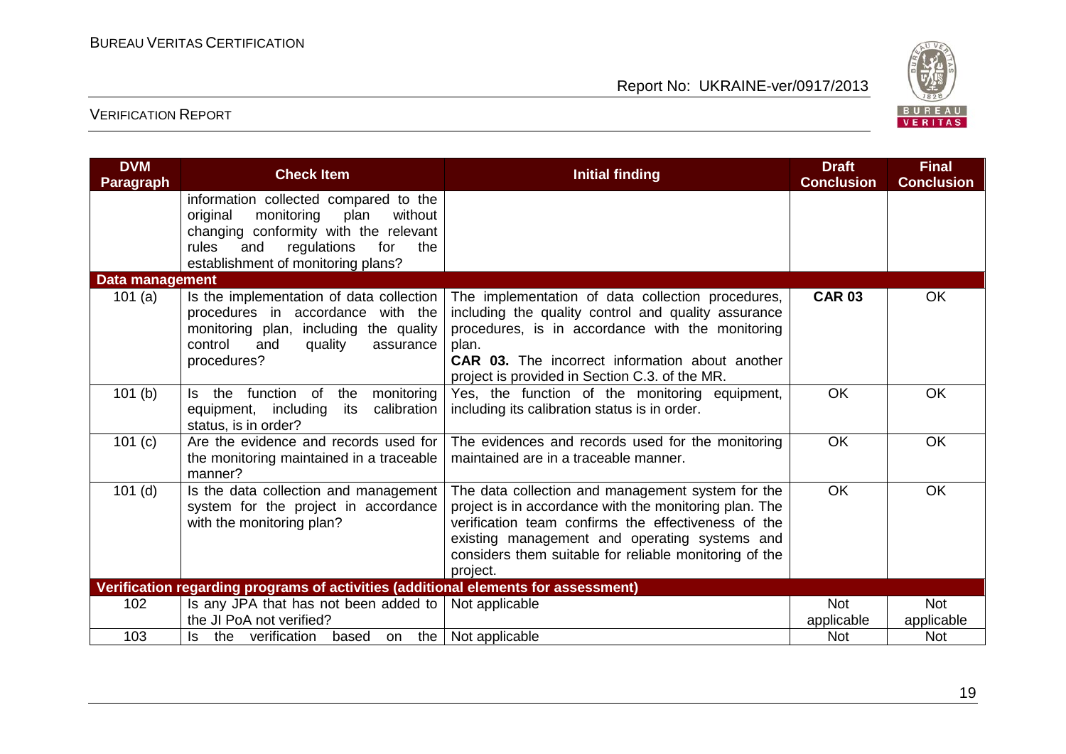| DVM Paragraph | Check Item | Initial finding | Draft Conclusion | Final Conclusion |
|---|---|---|---|---|
| | information collected compared to the original monitoring plan without changing conformity with the relevant rules and regulations for the establishment of monitoring plans? | | | |
| **Data management** | | | | |
| 101 (a) | Is the implementation of data collection procedures in accordance with the monitoring plan, including the quality control and quality assurance procedures? | The implementation of data collection procedures, including the quality control and quality assurance procedures, is in accordance with the monitoring plan. **CAR 03.** The incorrect information about another project is provided in Section C.3. of the MR. | **CAR 03** | OK |
| 101 (b) | Is the function of the monitoring equipment, including its calibration status, is in order? | Yes, the function of the monitoring equipment, including its calibration status is in order. | OK | OK |
| 101 (c) | Are the evidence and records used for the monitoring maintained in a traceable manner? | The evidences and records used for the monitoring maintained are in a traceable manner. | OK | OK |
| 101 (d) | Is the data collection and management system for the project in accordance with the monitoring plan? | The data collection and management system for the project is in accordance with the monitoring plan. The verification team confirms the effectiveness of the existing management and operating systems and considers them suitable for reliable monitoring of the project. | OK | OK |
| **Verification regarding programs of activities (additional elements for assessment)** | | | | |
| 102 | Is any JPA that has not been added to the JI PoA not verified? | Not applicable | Not applicable | Not applicable |
| 103 | Is the verification based on the | Not applicable | Not | Not |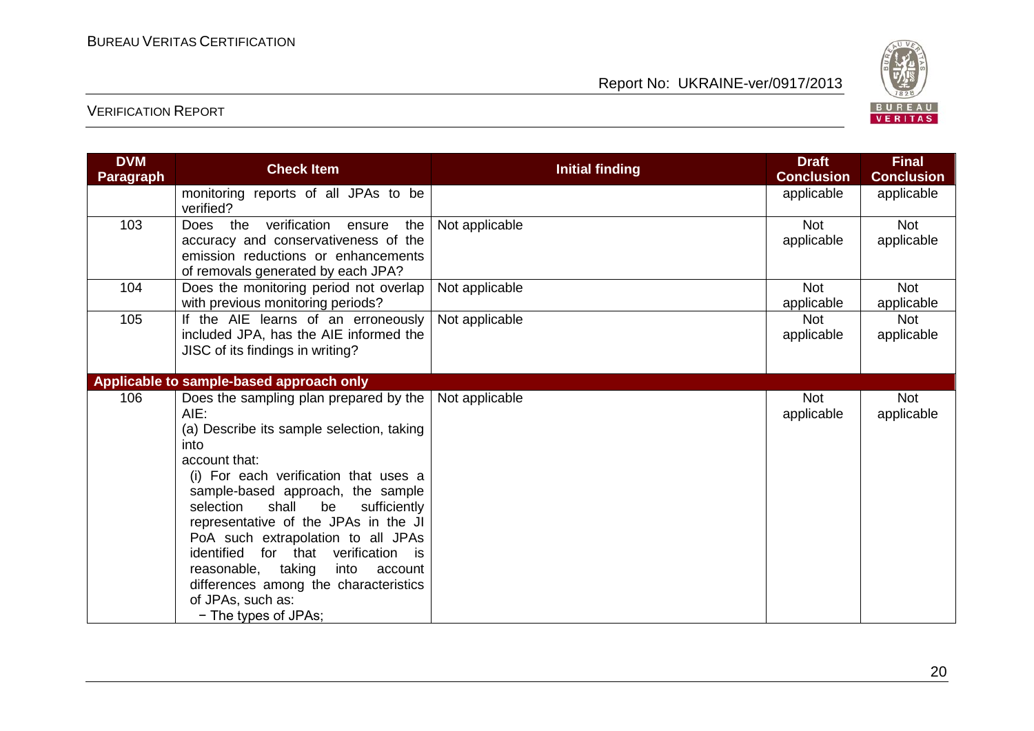| DVM Paragraph | Check Item | Initial finding | Draft Conclusion | Final Conclusion |
|---|---|---|---|---|
| | monitoring reports of all JPAs to be verified? | | applicable | applicable |
| 103 | Does the verification ensure the accuracy and conservativeness of the emission reductions or enhancements of removals generated by each JPA? | Not applicable | Not applicable | Not applicable |
| 104 | Does the monitoring period not overlap with previous monitoring periods? | Not applicable | Not applicable | Not applicable |
| 105 | If the AIE learns of an erroneously included JPA, has the AIE informed the JISC of its findings in writing? | Not applicable | Not applicable | Not applicable |
| **Applicable to sample-based approach only** | | | | |
| 106 | Does the sampling plan prepared by the AIE:<br>(a) Describe its sample selection, taking into account that:<br>(i) For each verification that uses a sample-based approach, the sample selection shall be sufficiently representative of the JPAs in the JI PoA such extrapolation to all JPAs identified for that verification is reasonable, taking into account differences among the characteristics of JPAs, such as:<br>− The types of JPAs; | Not applicable | Not applicable | Not applicable |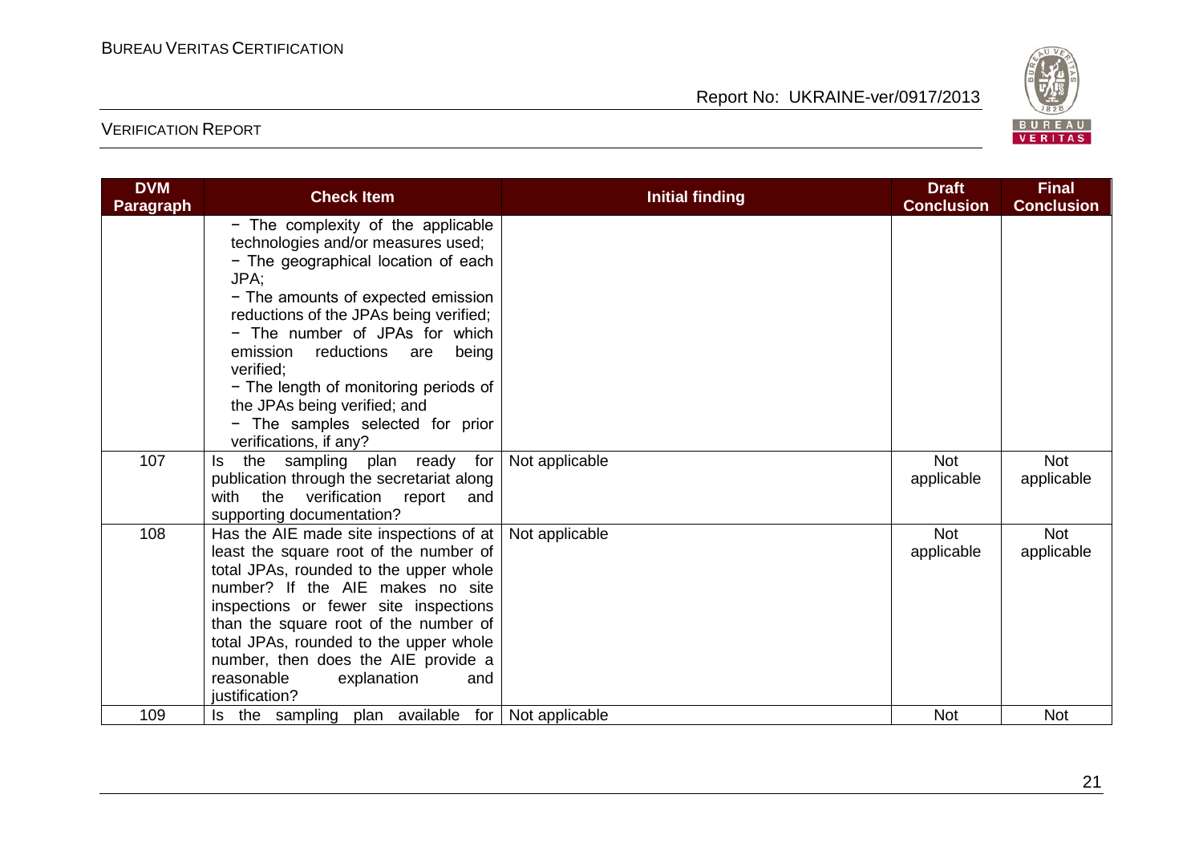| DVM Paragraph | Check Item | Initial finding | Draft Conclusion | Final Conclusion |
|---|---|---|---|---|
| | − The complexity of the applicable technologies and/or measures used;<br>− The geographical location of each JPA;<br>− The amounts of expected emission reductions of the JPAs being verified;<br>− The number of JPAs for which emission reductions are being verified;<br>− The length of monitoring periods of the JPAs being verified; and<br>− The samples selected for prior verifications, if any? | | | |
| 107 | Is the sampling plan ready for publication through the secretariat along with the verification report and supporting documentation? | Not applicable | Not applicable | Not applicable |
| 108 | Has the AIE made site inspections of at least the square root of the number of total JPAs, rounded to the upper whole number? If the AIE makes no site inspections or fewer site inspections than the square root of the number of total JPAs, rounded to the upper whole number, then does the AIE provide a reasonable explanation and justification? | Not applicable | Not applicable | Not applicable |
| 109 | Is the sampling plan available for | Not applicable | Not | Not |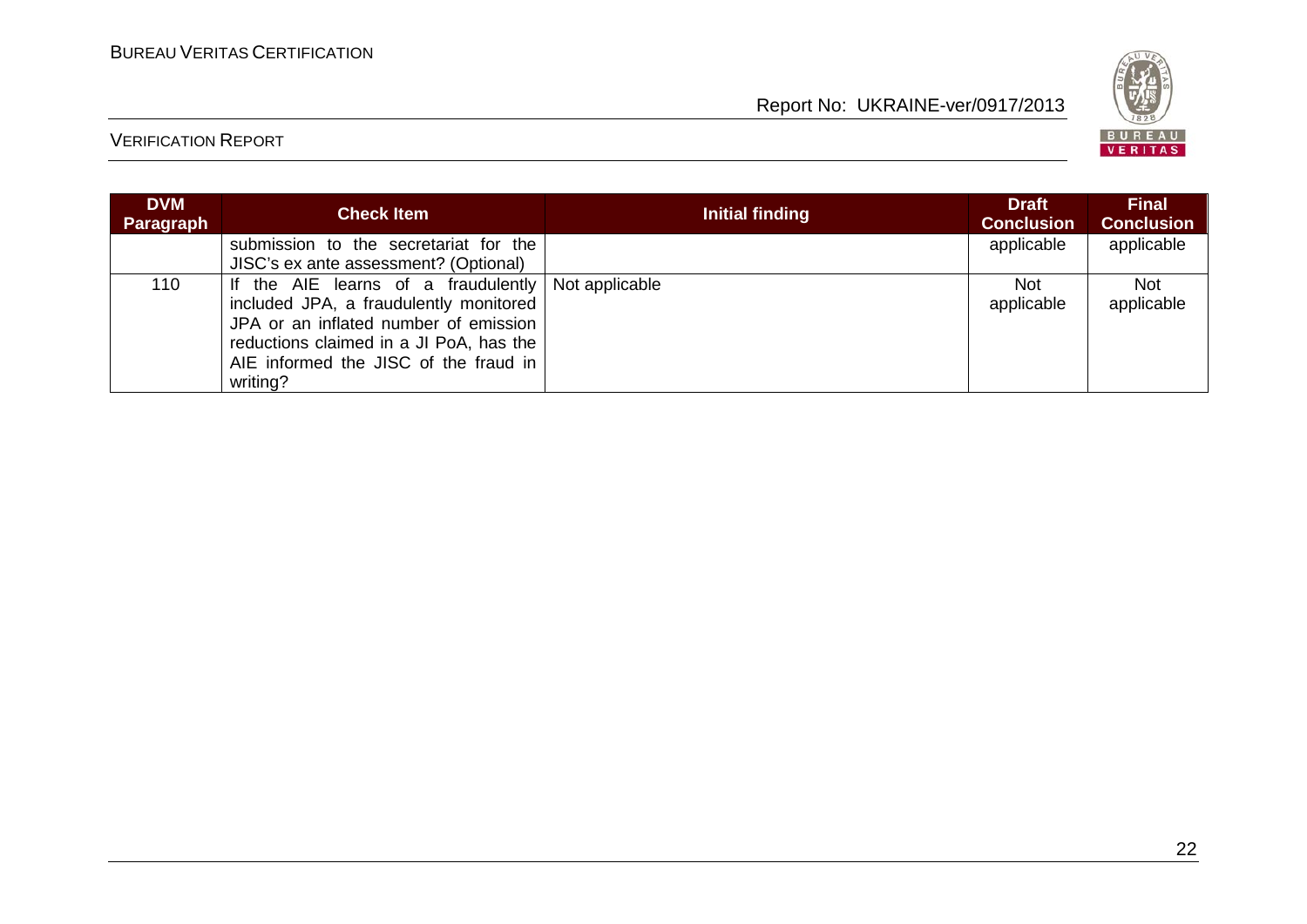| DVM Paragraph | Check Item | Initial finding | Draft Conclusion | Final Conclusion |
|---|---|---|---|---|
| | submission to the secretariat for the JISC's ex ante assessment? (Optional) | | applicable | applicable |
| 110 | If the AIE learns of a fraudulently included JPA, a fraudulently monitored JPA or an inflated number of emission reductions claimed in a JI PoA, has the AIE informed the JISC of the fraud in writing? | Not applicable | Not applicable | Not applicable |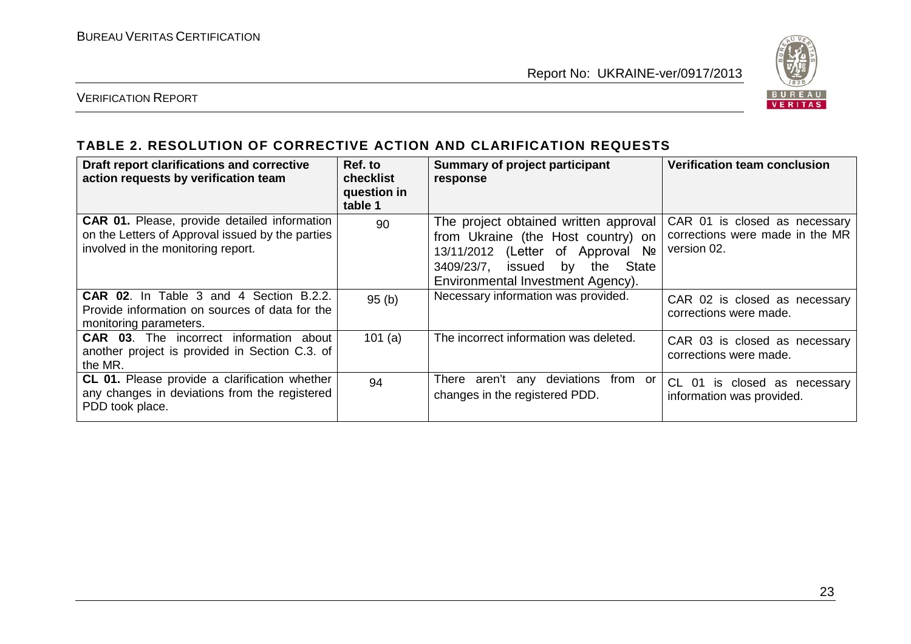## TABLE 2. RESOLUTION OF CORRECTIVE ACTION AND CLARIFICATION REQUESTS

| Draft report clarifications and corrective action requests by verification team | Ref. to checklist question in table 1 | Summary of project participant response | Verification team conclusion |
|---|---|---|---|
| **CAR 01.** Please, provide detailed information on the Letters of Approval issued by the parties involved in the monitoring report. | 90 | The project obtained written approval from Ukraine (the Host country) on 13/11/2012 (Letter of Approval № 3409/23/7, issued by the State Environmental Investment Agency). | CAR 01 is closed as necessary corrections were made in the MR version 02. |
| **CAR 02**. In Table 3 and 4 Section B.2.2. Provide information on sources of data for the monitoring parameters. | 95 (b) | Necessary information was provided. | CAR 02 is closed as necessary corrections were made. |
| **CAR 03**. The incorrect information about another project is provided in Section C.3. of the MR. | 101 (a) | The incorrect information was deleted. | CAR 03 is closed as necessary corrections were made. |
| **CL 01.** Please provide a clarification whether any changes in deviations from the registered PDD took place. | 94 | There aren't any deviations from or changes in the registered PDD. | CL 01 is closed as necessary information was provided. |